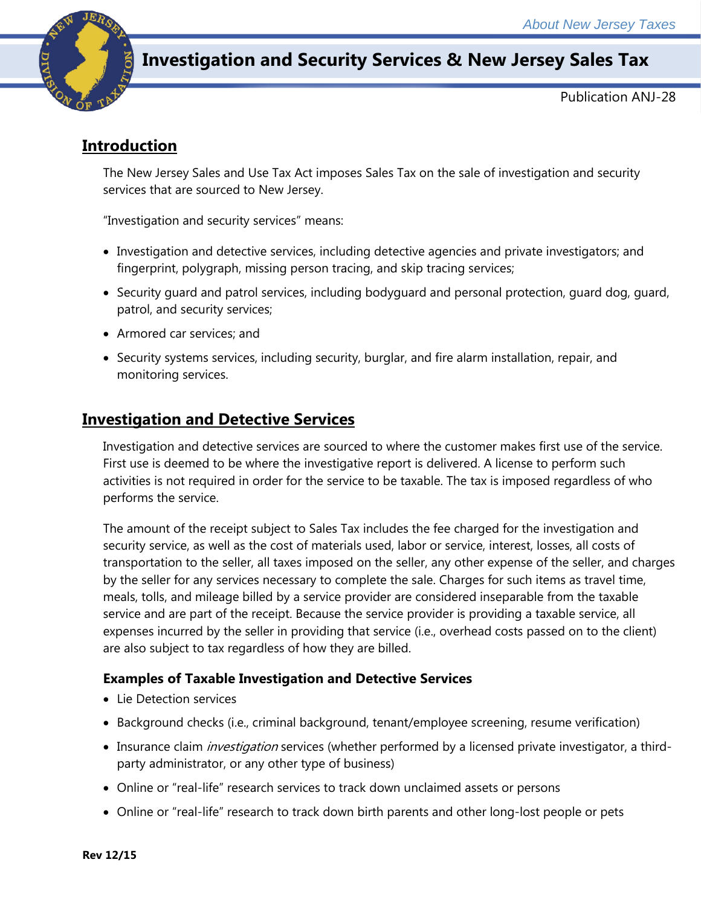# Investigation and Security Services & New Jersey Sales Tax

Publication ANJ-28

## Introduction

The New Jersey Sales and Use Tax Act imposes Sales Tax on the sale of investigation and security services that are sourced to New Jersey.

"Investigation and security services" means:

- Investigation and detective services, including detective agencies and private investigators; and fingerprint, polygraph, missing person tracing, and skip tracing services;
- Security guard and patrol services, including bodyguard and personal protection, guard dog, guard, patrol, and security services;
- Armored car services; and
- Security systems services, including security, burglar, and fire alarm installation, repair, and monitoring services.

## Investigation and Detective Services

Investigation and detective services are sourced to where the customer makes first use of the service. First use is deemed to be where the investigative report is delivered. A license to perform such activities is not required in order for the service to be taxable. The tax is imposed regardless of who performs the service.

The amount of the receipt subject to Sales Tax includes the fee charged for the investigation and security service, as well as the cost of materials used, labor or service, interest, losses, all costs of transportation to the seller, all taxes imposed on the seller, any other expense of the seller, and charges by the seller for any services necessary to complete the sale. Charges for such items as travel time, meals, tolls, and mileage billed by a service provider are considered inseparable from the taxable service and are part of the receipt. Because the service provider is providing a taxable service, all expenses incurred by the seller in providing that service (i.e., overhead costs passed on to the client) are also subject to tax regardless of how they are billed.

### Examples of Taxable Investigation and Detective Services

- Lie Detection services
- Background checks (i.e., criminal background, tenant/employee screening, resume verification)
- Insurance claim *investigation* services (whether performed by a licensed private investigator, a third-party administrator, or any other type of business)
- Online or "real-life" research services to track down unclaimed assets or persons
- Online or "real-life" research to track down birth parents and other long-lost people or pets

Rev 12/15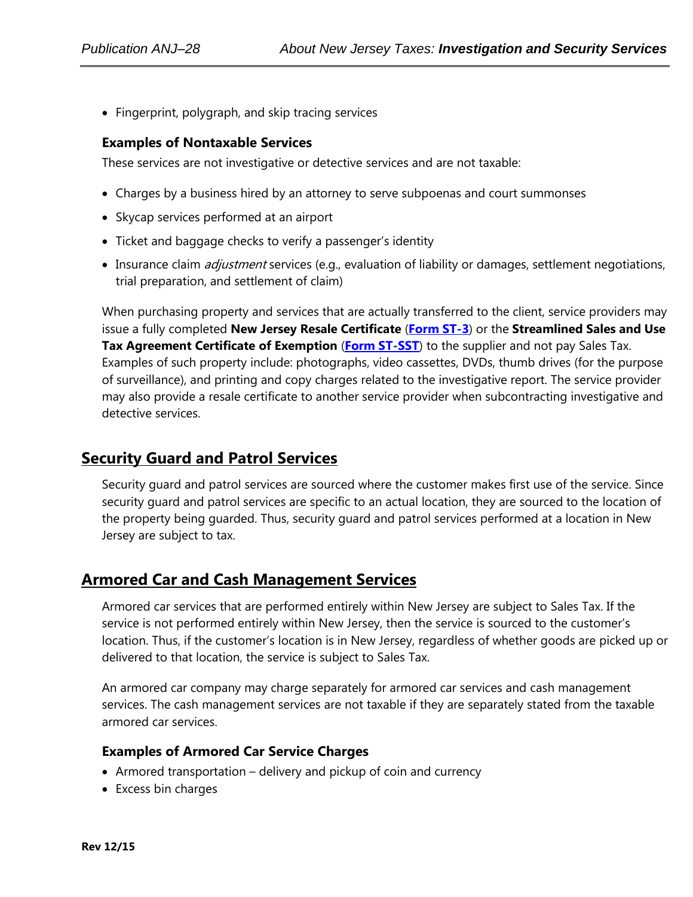- Fingerprint, polygraph, and skip tracing services

### Examples of Nontaxable Services

These services are not investigative or detective services and are not taxable:

- Charges by a business hired by an attorney to serve subpoenas and court summonses
- Skycap services performed at an airport
- Ticket and baggage checks to verify a passenger's identity
- Insurance claim *adjustment* services (e.g., evaluation of liability or damages, settlement negotiations, trial preparation, and settlement of claim)

When purchasing property and services that are actually transferred to the client, service providers may issue a fully completed **New Jersey Resale Certificate** ([**Form ST-3**]) or the **Streamlined Sales and Use Tax Agreement Certificate of Exemption** ([**Form ST-SST**]) to the supplier and not pay Sales Tax. Examples of such property include: photographs, video cassettes, DVDs, thumb drives (for the purpose of surveillance), and printing and copy charges related to the investigative report. The service provider may also provide a resale certificate to another service provider when subcontracting investigative and detective services.

## Security Guard and Patrol Services

Security guard and patrol services are sourced where the customer makes first use of the service. Since security guard and patrol services are specific to an actual location, they are sourced to the location of the property being guarded. Thus, security guard and patrol services performed at a location in New Jersey are subject to tax.

## Armored Car and Cash Management Services

Armored car services that are performed entirely within New Jersey are subject to Sales Tax. If the service is not performed entirely within New Jersey, then the service is sourced to the customer's location. Thus, if the customer's location is in New Jersey, regardless of whether goods are picked up or delivered to that location, the service is subject to Sales Tax.

An armored car company may charge separately for armored car services and cash management services. The cash management services are not taxable if they are separately stated from the taxable armored car services.

### Examples of Armored Car Service Charges

- Armored transportation – delivery and pickup of coin and currency
- Excess bin charges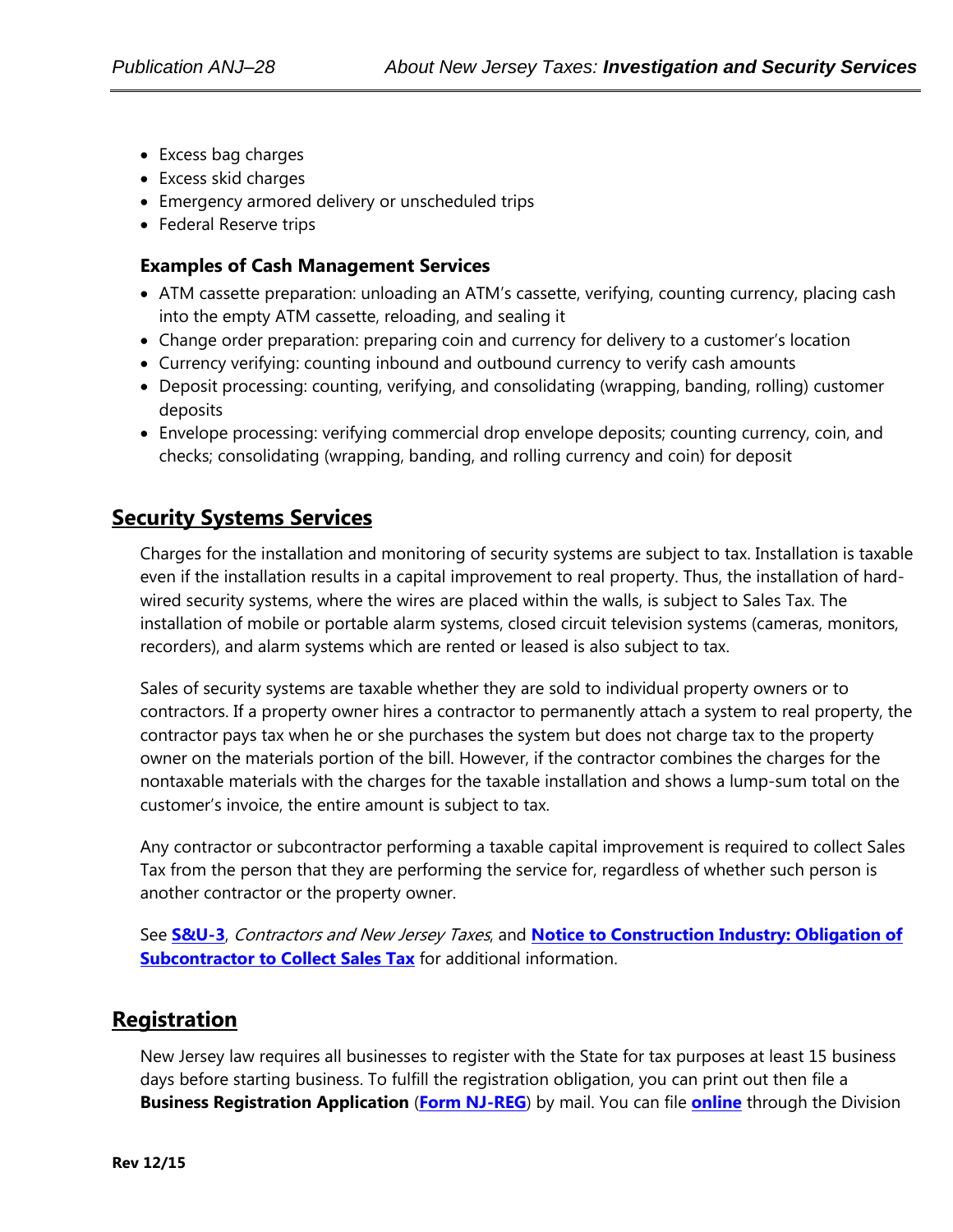- Excess bag charges
- Excess skid charges
- Emergency armored delivery or unscheduled trips
- Federal Reserve trips

### Examples of Cash Management Services

- ATM cassette preparation: unloading an ATM's cassette, verifying, counting currency, placing cash into the empty ATM cassette, reloading, and sealing it
- Change order preparation: preparing coin and currency for delivery to a customer's location
- Currency verifying: counting inbound and outbound currency to verify cash amounts
- Deposit processing: counting, verifying, and consolidating (wrapping, banding, rolling) customer deposits
- Envelope processing: verifying commercial drop envelope deposits; counting currency, coin, and checks; consolidating (wrapping, banding, and rolling currency and coin) for deposit

## Security Systems Services

Charges for the installation and monitoring of security systems are subject to tax. Installation is taxable even if the installation results in a capital improvement to real property. Thus, the installation of hard-wired security systems, where the wires are placed within the walls, is subject to Sales Tax. The installation of mobile or portable alarm systems, closed circuit television systems (cameras, monitors, recorders), and alarm systems which are rented or leased is also subject to tax.

Sales of security systems are taxable whether they are sold to individual property owners or to contractors. If a property owner hires a contractor to permanently attach a system to real property, the contractor pays tax when he or she purchases the system but does not charge tax to the property owner on the materials portion of the bill. However, if the contractor combines the charges for the nontaxable materials with the charges for the taxable installation and shows a lump-sum total on the customer's invoice, the entire amount is subject to tax.

Any contractor or subcontractor performing a taxable capital improvement is required to collect Sales Tax from the person that they are performing the service for, regardless of whether such person is another contractor or the property owner.

See **S&U-3**, *Contractors and New Jersey Taxes*, and **Notice to Construction Industry: Obligation of Subcontractor to Collect Sales Tax** for additional information.

## Registration

New Jersey law requires all businesses to register with the State for tax purposes at least 15 business days before starting business. To fulfill the registration obligation, you can print out then file a **Business Registration Application** (**Form NJ-REG**) by mail. You can file **online** through the Division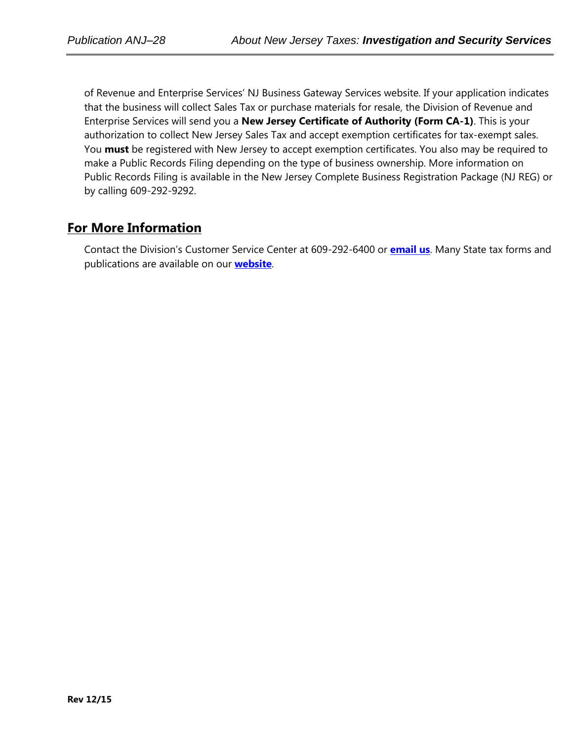of Revenue and Enterprise Services' NJ Business Gateway Services website. If your application indicates that the business will collect Sales Tax or purchase materials for resale, the Division of Revenue and Enterprise Services will send you a **New Jersey Certificate of Authority (Form CA-1)**. This is your authorization to collect New Jersey Sales Tax and accept exemption certificates for tax-exempt sales. You **must** be registered with New Jersey to accept exemption certificates. You also may be required to make a Public Records Filing depending on the type of business ownership. More information on Public Records Filing is available in the New Jersey Complete Business Registration Package (NJ REG) or by calling 609-292-9292.

## For More Information

Contact the Division's Customer Service Center at 609-292-6400 or **email us**. Many State tax forms and publications are available on our **website**.

**Rev 12/15**